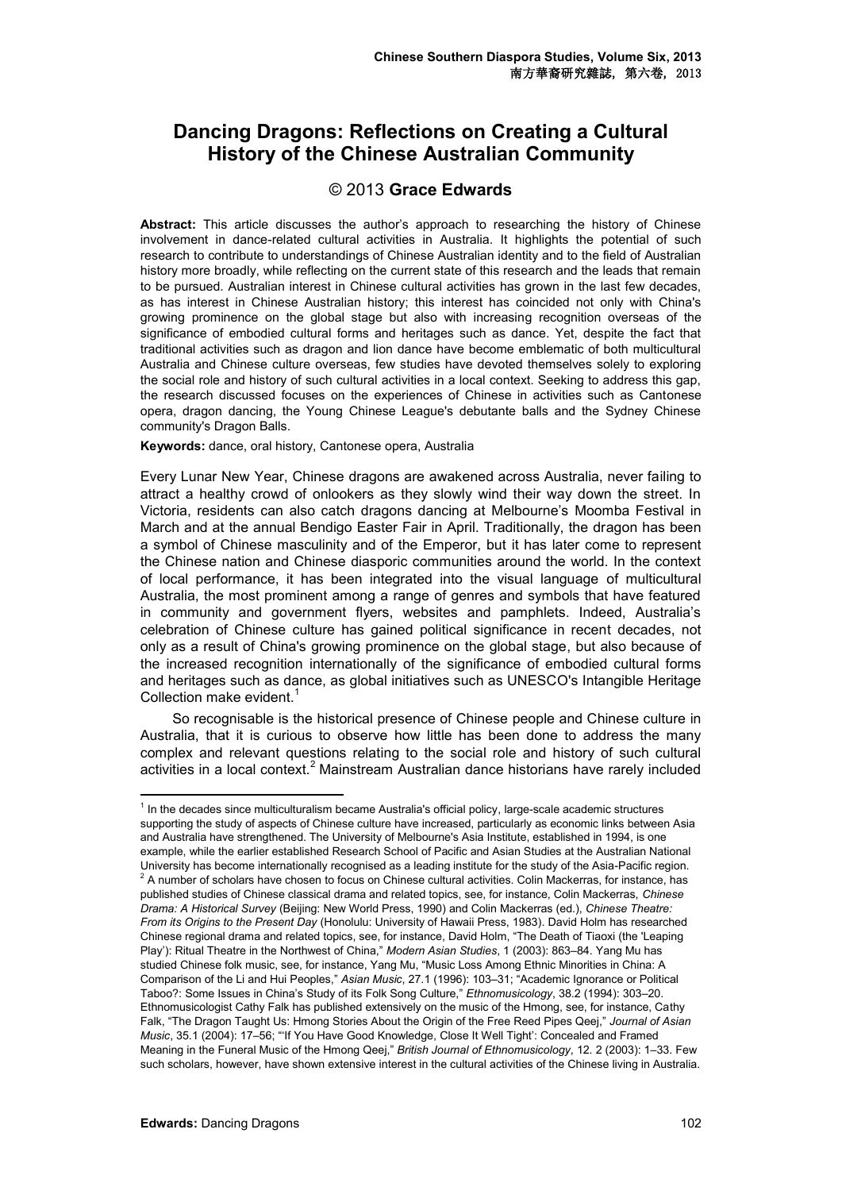# Dancing Dragons: Reflections on Creating a Cultural History of the Chinese Australian Community

© 2013 **Grace Edwards**

**Abstract:** This article discusses the author's approach to researching the history of Chinese involvement in dance-related cultural activities in Australia. It highlights the potential of such research to contribute to understandings of Chinese Australian identity and to the field of Australian history more broadly, while reflecting on the current state of this research and the leads that remain to be pursued. Australian interest in Chinese cultural activities has grown in the last few decades, as has interest in Chinese Australian history; this interest has coincided not only with China's growing prominence on the global stage but also with increasing recognition overseas of the significance of embodied cultural forms and heritages such as dance. Yet, despite the fact that traditional activities such as dragon and lion dance have become emblematic of both multicultural Australia and Chinese culture overseas, few studies have devoted themselves solely to exploring the social role and history of such cultural activities in a local context. Seeking to address this gap, the research discussed focuses on the experiences of Chinese in activities such as Cantonese opera, dragon dancing, the Young Chinese League's debutante balls and the Sydney Chinese community's Dragon Balls.

**Keywords:** dance, oral history, Cantonese opera, Australia

Every Lunar New Year, Chinese dragons are awakened across Australia, never failing to attract a healthy crowd of onlookers as they slowly wind their way down the street. In Victoria, residents can also catch dragons dancing at Melbourne's Moomba Festival in March and at the annual Bendigo Easter Fair in April. Traditionally, the dragon has been a symbol of Chinese masculinity and of the Emperor, but it has later come to represent the Chinese nation and Chinese diasporic communities around the world. In the context of local performance, it has been integrated into the visual language of multicultural Australia, the most prominent among a range of genres and symbols that have featured in community and government flyers, websites and pamphlets. Indeed, Australia's celebration of Chinese culture has gained political significance in recent decades, not only as a result of China's growing prominence on the global stage, but also because of the increased recognition internationally of the significance of embodied cultural forms and heritages such as dance, as global initiatives such as UNESCO's Intangible Heritage Collection make evident.[1]

So recognisable is the historical presence of Chinese people and Chinese culture in Australia, that it is curious to observe how little has been done to address the many complex and relevant questions relating to the social role and history of such cultural activities in a local context.[2] Mainstream Australian dance historians have rarely included

---

[1] In the decades since multiculturalism became Australia's official policy, large-scale academic structures supporting the study of aspects of Chinese culture have increased, particularly as economic links between Asia and Australia have strengthened. The University of Melbourne's Asia Institute, established in 1994, is one example, while the earlier established Research School of Pacific and Asian Studies at the Australian National University has become internationally recognised as a leading institute for the study of the Asia-Pacific region.

[2] A number of scholars have chosen to focus on Chinese cultural activities. Colin Mackerras, for instance, has published studies of Chinese classical drama and related topics, see, for instance, Colin Mackerras, *Chinese Drama: A Historical Survey* (Beijing: New World Press, 1990) and Colin Mackerras (ed.), *Chinese Theatre: From its Origins to the Present Day* (Honolulu: University of Hawaii Press, 1983). David Holm has researched Chinese regional drama and related topics, see, for instance, David Holm, "The Death of Tiaoxi (the 'Leaping Play'): Ritual Theatre in the Northwest of China," *Modern Asian Studies*, 1 (2003): 863–84. Yang Mu has studied Chinese folk music, see, for instance, Yang Mu, "Music Loss Among Ethnic Minorities in China: A Comparison of the Li and Hui Peoples," *Asian Music*, 27.1 (1996): 103–31; "Academic Ignorance or Political Taboo?: Some Issues in China's Study of its Folk Song Culture," *Ethnomusicology*, 38.2 (1994): 303–20. Ethnomusicologist Cathy Falk has published extensively on the music of the Hmong, see, for instance, Cathy Falk, "The Dragon Taught Us: Hmong Stories About the Origin of the Free Reed Pipes Qeej," *Journal of Asian Music*, 35.1 (2004): 17–56; "'If You Have Good Knowledge, Close It Well Tight': Concealed and Framed Meaning in the Funeral Music of the Hmong Qeej," *British Journal of Ethnomusicology*, 12. 2 (2003): 1–33. Few such scholars, however, have shown extensive interest in the cultural activities of the Chinese living in Australia.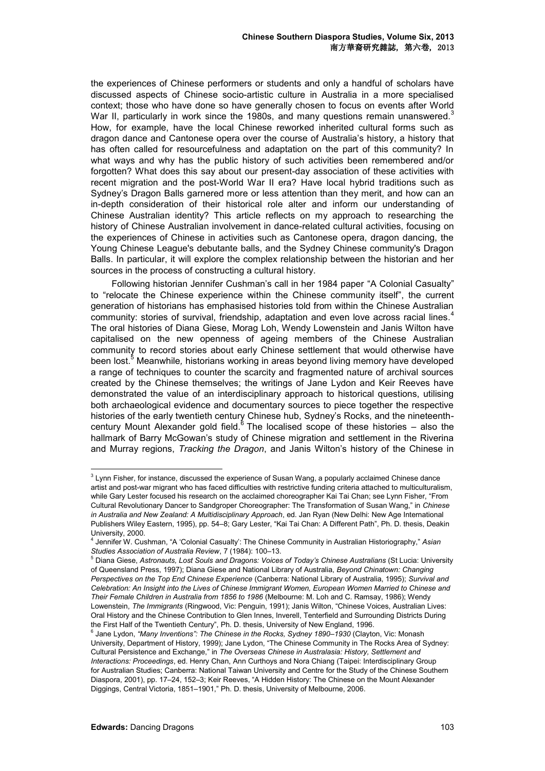the experiences of Chinese performers or students and only a handful of scholars have discussed aspects of Chinese socio-artistic culture in Australia in a more specialised context; those who have done so have generally chosen to focus on events after World War II, particularly in work since the 1980s, and many questions remain unanswered.[3] How, for example, have the local Chinese reworked inherited cultural forms such as dragon dance and Cantonese opera over the course of Australia's history, a history that has often called for resourcefulness and adaptation on the part of this community? In what ways and why has the public history of such activities been remembered and/or forgotten? What does this say about our present-day association of these activities with recent migration and the post-World War II era? Have local hybrid traditions such as Sydney's Dragon Balls garnered more or less attention than they merit, and how can an in-depth consideration of their historical role alter and inform our understanding of Chinese Australian identity? This article reflects on my approach to researching the history of Chinese Australian involvement in dance-related cultural activities, focusing on the experiences of Chinese in activities such as Cantonese opera, dragon dancing, the Young Chinese League's debutante balls, and the Sydney Chinese community's Dragon Balls. In particular, it will explore the complex relationship between the historian and her sources in the process of constructing a cultural history.

Following historian Jennifer Cushman's call in her 1984 paper "A Colonial Casualty" to "relocate the Chinese experience within the Chinese community itself", the current generation of historians has emphasised histories told from within the Chinese Australian community: stories of survival, friendship, adaptation and even love across racial lines.[4] The oral histories of Diana Giese, Morag Loh, Wendy Lowenstein and Janis Wilton have capitalised on the new openness of ageing members of the Chinese Australian community to record stories about early Chinese settlement that would otherwise have been lost.[5] Meanwhile, historians working in areas beyond living memory have developed a range of techniques to counter the scarcity and fragmented nature of archival sources created by the Chinese themselves; the writings of Jane Lydon and Keir Reeves have demonstrated the value of an interdisciplinary approach to historical questions, utilising both archaeological evidence and documentary sources to piece together the respective histories of the early twentieth century Chinese hub, Sydney's Rocks, and the nineteenth-century Mount Alexander gold field.[6] The localised scope of these histories – also the hallmark of Barry McGowan's study of Chinese migration and settlement in the Riverina and Murray regions, *Tracking the Dragon*, and Janis Wilton's history of the Chinese in

---

[3] Lynn Fisher, for instance, discussed the experience of Susan Wang, a popularly acclaimed Chinese dance artist and post-war migrant who has faced difficulties with restrictive funding criteria attached to multiculturalism, while Gary Lester focused his research on the acclaimed choreographer Kai Tai Chan; see Lynn Fisher, "From Cultural Revolutionary Dancer to Sandgroper Choreographer: The Transformation of Susan Wang," in *Chinese in Australia and New Zealand: A Multidisciplinary Approach*, ed. Jan Ryan (New Delhi: New Age International Publishers Wiley Eastern, 1995), pp. 54–8; Gary Lester, "Kai Tai Chan: A Different Path", Ph. D. thesis, Deakin University, 2000.

[4] Jennifer W. Cushman, "A 'Colonial Casualty': The Chinese Community in Australian Historiography," *Asian Studies Association of Australia Review*, 7 (1984): 100–13.

[5] Diana Giese, *Astronauts, Lost Souls and Dragons: Voices of Today's Chinese Australians* (St Lucia: University of Queensland Press, 1997); Diana Giese and National Library of Australia, *Beyond Chinatown: Changing Perspectives on the Top End Chinese Experience* (Canberra: National Library of Australia, 1995); *Survival and Celebration: An Insight into the Lives of Chinese Immigrant Women, European Women Married to Chinese and Their Female Children in Australia from 1856 to 1986* (Melbourne: M. Loh and C. Ramsay, 1986); Wendy Lowenstein, *The Immigrants* (Ringwood, Vic: Penguin, 1991); Janis Wilton, "Chinese Voices, Australian Lives: Oral History and the Chinese Contribution to Glen Innes, Inverell, Tenterfield and Surrounding Districts During the First Half of the Twentieth Century", Ph. D. thesis, University of New England, 1996.

[6] Jane Lydon, *"Many Inventions": The Chinese in the Rocks, Sydney 1890–1930* (Clayton, Vic: Monash University, Department of History, 1999); Jane Lydon, "The Chinese Community in The Rocks Area of Sydney: Cultural Persistence and Exchange," in *The Overseas Chinese in Australasia: History, Settlement and Interactions: Proceedings*, ed. Henry Chan, Ann Curthoys and Nora Chiang (Taipei: Interdisciplinary Group for Australian Studies; Canberra: National Taiwan University and Centre for the Study of the Chinese Southern Diaspora, 2001), pp. 17–24, 152–3; Keir Reeves, "A Hidden History: The Chinese on the Mount Alexander Diggings, Central Victoria, 1851–1901," Ph. D. thesis, University of Melbourne, 2006.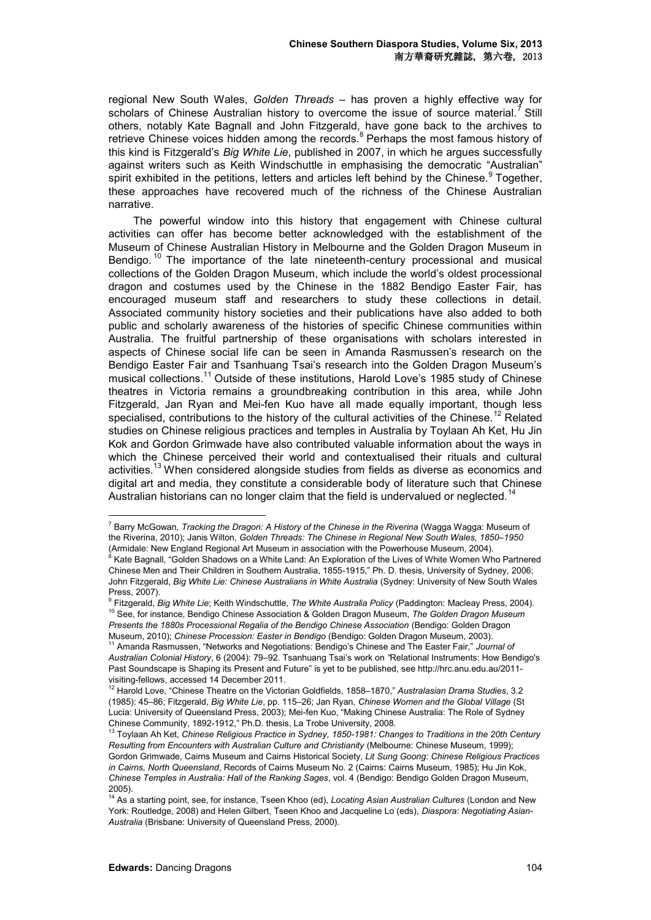regional New South Wales, *Golden Threads* – has proven a highly effective way for scholars of Chinese Australian history to overcome the issue of source material.[7] Still others, notably Kate Bagnall and John Fitzgerald, have gone back to the archives to retrieve Chinese voices hidden among the records.[8] Perhaps the most famous history of this kind is Fitzgerald's *Big White Lie*, published in 2007, in which he argues successfully against writers such as Keith Windschuttle in emphasising the democratic "Australian" spirit exhibited in the petitions, letters and articles left behind by the Chinese.[9] Together, these approaches have recovered much of the richness of the Chinese Australian narrative.

The powerful window into this history that engagement with Chinese cultural activities can offer has become better acknowledged with the establishment of the Museum of Chinese Australian History in Melbourne and the Golden Dragon Museum in Bendigo.[10] The importance of the late nineteenth-century processional and musical collections of the Golden Dragon Museum, which include the world's oldest processional dragon and costumes used by the Chinese in the 1882 Bendigo Easter Fair, has encouraged museum staff and researchers to study these collections in detail. Associated community history societies and their publications have also added to both public and scholarly awareness of the histories of specific Chinese communities within Australia. The fruitful partnership of these organisations with scholars interested in aspects of Chinese social life can be seen in Amanda Rasmussen's research on the Bendigo Easter Fair and Tsanhuang Tsai's research into the Golden Dragon Museum's musical collections.[11] Outside of these institutions, Harold Love's 1985 study of Chinese theatres in Victoria remains a groundbreaking contribution in this area, while John Fitzgerald, Jan Ryan and Mei-fen Kuo have all made equally important, though less specialised, contributions to the history of the cultural activities of the Chinese.[12] Related studies on Chinese religious practices and temples in Australia by Toylaan Ah Ket, Hu Jin Kok and Gordon Grimwade have also contributed valuable information about the ways in which the Chinese perceived their world and contextualised their rituals and cultural activities.[13] When considered alongside studies from fields as diverse as economics and digital art and media, they constitute a considerable body of literature such that Chinese Australian historians can no longer claim that the field is undervalued or neglected.[14]

---

[7] Barry McGowan, *Tracking the Dragon: A History of the Chinese in the Riverina* (Wagga Wagga: Museum of the Riverina, 2010); Janis Wilton, *Golden Threads: The Chinese in Regional New South Wales, 1850–1950* (Armidale: New England Regional Art Museum in association with the Powerhouse Museum, 2004).

[8] Kate Bagnall, "Golden Shadows on a White Land: An Exploration of the Lives of White Women Who Partnered Chinese Men and Their Children in Southern Australia, 1855-1915," Ph. D. thesis, University of Sydney, 2006; John Fitzgerald, *Big White Lie: Chinese Australians in White Australia* (Sydney: University of New South Wales Press, 2007).

[9] Fitzgerald, *Big White Lie*; Keith Windschuttle, *The White Australia Policy* (Paddington: Macleay Press, 2004).

[10] See, for instance, Bendigo Chinese Association & Golden Dragon Museum, *The Golden Dragon Museum Presents the 1880s Processional Regalia of the Bendigo Chinese Association* (Bendigo: Golden Dragon Museum, 2010); *Chinese Procession: Easter in Bendigo* (Bendigo: Golden Dragon Museum, 2003).

[11] Amanda Rasmussen, "Networks and Negotiations: Bendigo's Chinese and The Easter Fair," *Journal of Australian Colonial History*, 6 (2004): 79–92. Tsanhuang Tsai's work on "Relational Instruments: How Bendigo's Past Soundscape is Shaping its Present and Future" is yet to be published, see http://hrc.anu.edu.au/2011-visiting-fellows, accessed 14 December 2011.

[12] Harold Love, "Chinese Theatre on the Victorian Goldfields, 1858–1870," *Australasian Drama Studies*, 3.2 (1985): 45–86; Fitzgerald, *Big White Lie*, pp. 115–26; Jan Ryan, *Chinese Women and the Global Village* (St Lucia: University of Queensland Press, 2003); Mei-fen Kuo, "Making Chinese Australia: The Role of Sydney Chinese Community, 1892-1912," Ph.D. thesis, La Trobe University, 2008.

[13] Toylaan Ah Ket, *Chinese Religious Practice in Sydney, 1850-1981: Changes to Traditions in the 20th Century Resulting from Encounters with Australian Culture and Christianity* (Melbourne: Chinese Museum, 1999); Gordon Grimwade, Cairns Museum and Cairns Historical Society, *Lit Sung Goong: Chinese Religious Practices in Cairns, North Queensland*, Records of Cairns Museum No. 2 (Cairns: Cairns Museum, 1985); Hu Jin Kok, *Chinese Temples in Australia: Hall of the Ranking Sages*, vol. 4 (Bendigo: Bendigo Golden Dragon Museum, 2005).

[14] As a starting point, see, for instance, Tseen Khoo (ed), *Locating Asian Australian Cultures* (London and New York: Routledge, 2008) and Helen Gilbert, Tseen Khoo and Jacqueline Lo (eds), *Diaspora: Negotiating Asian-Australia* (Brisbane: University of Queensland Press, 2000).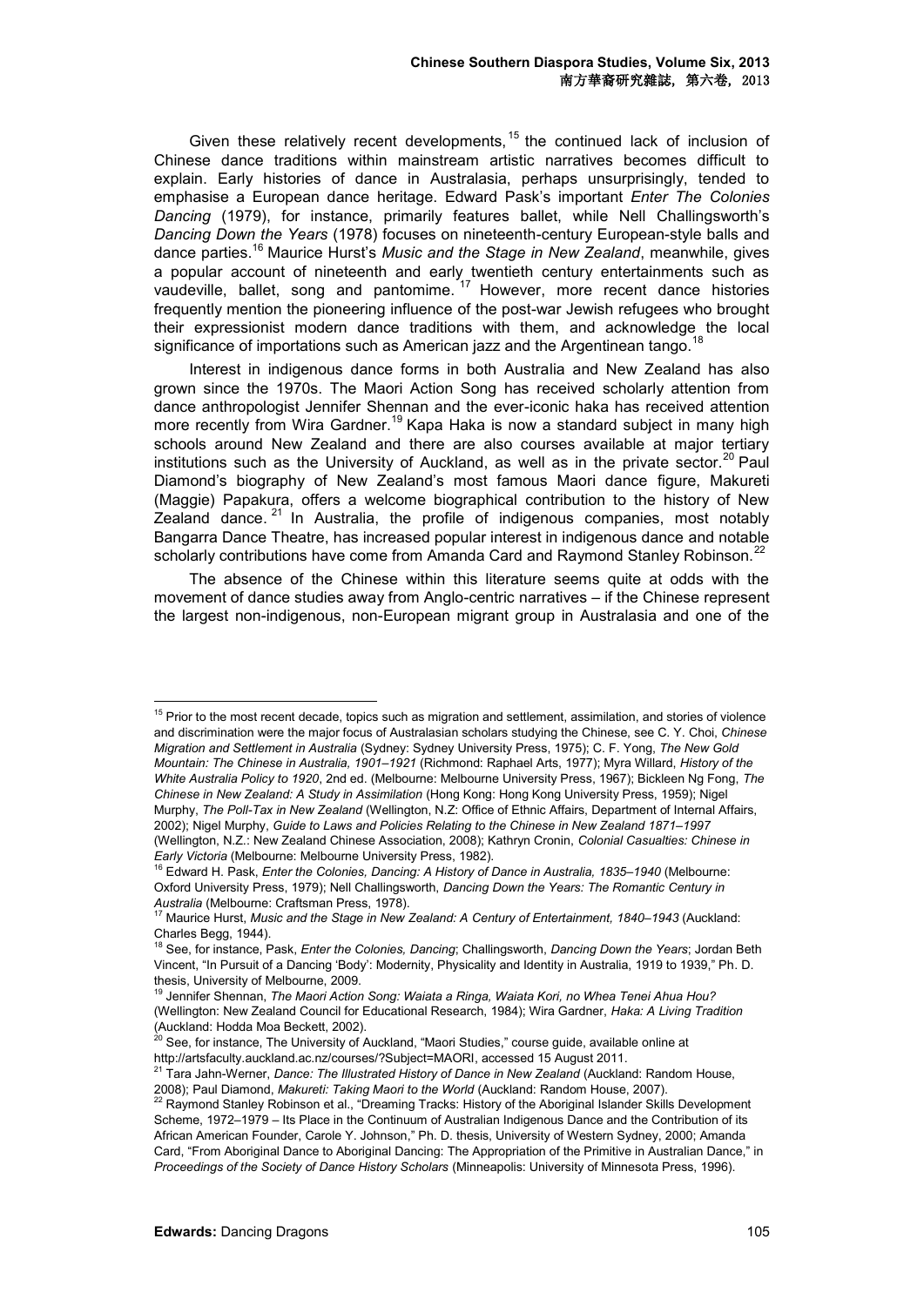Given these relatively recent developments,[15] the continued lack of inclusion of Chinese dance traditions within mainstream artistic narratives becomes difficult to explain. Early histories of dance in Australasia, perhaps unsurprisingly, tended to emphasise a European dance heritage. Edward Pask's important *Enter The Colonies Dancing* (1979), for instance, primarily features ballet, while Nell Challingsworth's *Dancing Down the Years* (1978) focuses on nineteenth-century European-style balls and dance parties.[16] Maurice Hurst's *Music and the Stage in New Zealand*, meanwhile, gives a popular account of nineteenth and early twentieth century entertainments such as vaudeville, ballet, song and pantomime.[17] However, more recent dance histories frequently mention the pioneering influence of the post-war Jewish refugees who brought their expressionist modern dance traditions with them, and acknowledge the local significance of importations such as American jazz and the Argentinean tango.[18]

Interest in indigenous dance forms in both Australia and New Zealand has also grown since the 1970s. The Maori Action Song has received scholarly attention from dance anthropologist Jennifer Shennan and the ever-iconic haka has received attention more recently from Wira Gardner.[19] Kapa Haka is now a standard subject in many high schools around New Zealand and there are also courses available at major tertiary institutions such as the University of Auckland, as well as in the private sector.[20] Paul Diamond's biography of New Zealand's most famous Maori dance figure, Makureti (Maggie) Papakura, offers a welcome biographical contribution to the history of New Zealand dance.[21] In Australia, the profile of indigenous companies, most notably Bangarra Dance Theatre, has increased popular interest in indigenous dance and notable scholarly contributions have come from Amanda Card and Raymond Stanley Robinson.[22]

The absence of the Chinese within this literature seems quite at odds with the movement of dance studies away from Anglo-centric narratives – if the Chinese represent the largest non-indigenous, non-European migrant group in Australasia and one of the

---

[15] Prior to the most recent decade, topics such as migration and settlement, assimilation, and stories of violence and discrimination were the major focus of Australasian scholars studying the Chinese, see C. Y. Choi, *Chinese Migration and Settlement in Australia* (Sydney: Sydney University Press, 1975); C. F. Yong, *The New Gold Mountain: The Chinese in Australia, 1901–1921* (Richmond: Raphael Arts, 1977); Myra Willard, *History of the White Australia Policy to 1920*, 2nd ed. (Melbourne: Melbourne University Press, 1967); Bickleen Ng Fong, *The Chinese in New Zealand: A Study in Assimilation* (Hong Kong: Hong Kong University Press, 1959); Nigel Murphy, *The Poll-Tax in New Zealand* (Wellington, N.Z: Office of Ethnic Affairs, Department of Internal Affairs, 2002); Nigel Murphy, *Guide to Laws and Policies Relating to the Chinese in New Zealand 1871–1997* (Wellington, N.Z.: New Zealand Chinese Association, 2008); Kathryn Cronin, *Colonial Casualties: Chinese in Early Victoria* (Melbourne: Melbourne University Press, 1982).

[16] Edward H. Pask, *Enter the Colonies, Dancing: A History of Dance in Australia, 1835–1940* (Melbourne: Oxford University Press, 1979); Nell Challingsworth, *Dancing Down the Years: The Romantic Century in Australia* (Melbourne: Craftsman Press, 1978).

[17] Maurice Hurst, *Music and the Stage in New Zealand: A Century of Entertainment, 1840–1943* (Auckland: Charles Begg, 1944).

[18] See, for instance, Pask, *Enter the Colonies, Dancing*; Challingsworth, *Dancing Down the Years*; Jordan Beth Vincent, "In Pursuit of a Dancing 'Body': Modernity, Physicality and Identity in Australia, 1919 to 1939," Ph. D. thesis, University of Melbourne, 2009.

[19] Jennifer Shennan, *The Maori Action Song: Waiata a Ringa, Waiata Kori, no Whea Tenei Ahua Hou?* (Wellington: New Zealand Council for Educational Research, 1984); Wira Gardner, *Haka: A Living Tradition* (Auckland: Hodda Moa Beckett, 2002).

[20] See, for instance, The University of Auckland, "Maori Studies," course guide, available online at http://artsfaculty.auckland.ac.nz/courses/?Subject=MAORI, accessed 15 August 2011.

[21] Tara Jahn-Werner, *Dance: The Illustrated History of Dance in New Zealand* (Auckland: Random House, 2008); Paul Diamond, *Makureti: Taking Maori to the World* (Auckland: Random House, 2007).

[22] Raymond Stanley Robinson et al., "Dreaming Tracks: History of the Aboriginal Islander Skills Development Scheme, 1972–1979 – Its Place in the Continuum of Australian Indigenous Dance and the Contribution of its African American Founder, Carole Y. Johnson," Ph. D. thesis, University of Western Sydney, 2000; Amanda Card, "From Aboriginal Dance to Aboriginal Dancing: The Appropriation of the Primitive in Australian Dance," in *Proceedings of the Society of Dance History Scholars* (Minneapolis: University of Minnesota Press, 1996).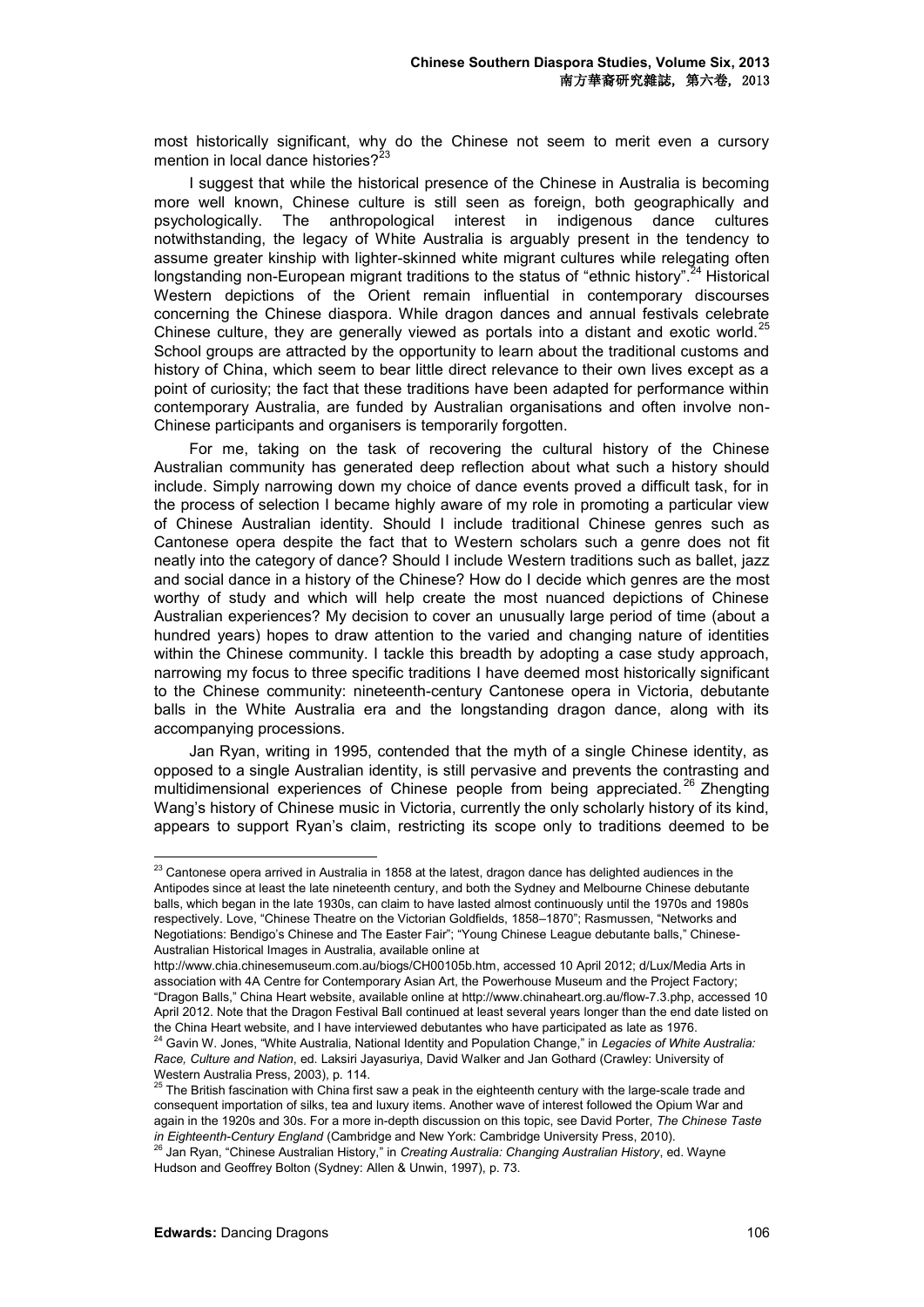most historically significant, why do the Chinese not seem to merit even a cursory mention in local dance histories?[23]

I suggest that while the historical presence of the Chinese in Australia is becoming more well known, Chinese culture is still seen as foreign, both geographically and psychologically. The anthropological interest in indigenous dance cultures notwithstanding, the legacy of White Australia is arguably present in the tendency to assume greater kinship with lighter-skinned white migrant cultures while relegating often longstanding non-European migrant traditions to the status of "ethnic history".[24] Historical Western depictions of the Orient remain influential in contemporary discourses concerning the Chinese diaspora. While dragon dances and annual festivals celebrate Chinese culture, they are generally viewed as portals into a distant and exotic world.[25] School groups are attracted by the opportunity to learn about the traditional customs and history of China, which seem to bear little direct relevance to their own lives except as a point of curiosity; the fact that these traditions have been adapted for performance within contemporary Australia, are funded by Australian organisations and often involve non-Chinese participants and organisers is temporarily forgotten.

For me, taking on the task of recovering the cultural history of the Chinese Australian community has generated deep reflection about what such a history should include. Simply narrowing down my choice of dance events proved a difficult task, for in the process of selection I became highly aware of my role in promoting a particular view of Chinese Australian identity. Should I include traditional Chinese genres such as Cantonese opera despite the fact that to Western scholars such a genre does not fit neatly into the category of dance? Should I include Western traditions such as ballet, jazz and social dance in a history of the Chinese? How do I decide which genres are the most worthy of study and which will help create the most nuanced depictions of Chinese Australian experiences? My decision to cover an unusually large period of time (about a hundred years) hopes to draw attention to the varied and changing nature of identities within the Chinese community. I tackle this breadth by adopting a case study approach, narrowing my focus to three specific traditions I have deemed most historically significant to the Chinese community: nineteenth-century Cantonese opera in Victoria, debutante balls in the White Australia era and the longstanding dragon dance, along with its accompanying processions.

Jan Ryan, writing in 1995, contended that the myth of a single Chinese identity, as opposed to a single Australian identity, is still pervasive and prevents the contrasting and multidimensional experiences of Chinese people from being appreciated.[26] Zhengting Wang's history of Chinese music in Victoria, currently the only scholarly history of its kind, appears to support Ryan's claim, restricting its scope only to traditions deemed to be

---

[23] Cantonese opera arrived in Australia in 1858 at the latest, dragon dance has delighted audiences in the Antipodes since at least the late nineteenth century, and both the Sydney and Melbourne Chinese debutante balls, which began in the late 1930s, can claim to have lasted almost continuously until the 1970s and 1980s respectively. Love, "Chinese Theatre on the Victorian Goldfields, 1858–1870"; Rasmussen, "Networks and Negotiations: Bendigo's Chinese and The Easter Fair"; "Young Chinese League debutante balls," Chinese-Australian Historical Images in Australia, available online at http://www.chia.chinesemuseum.com.au/biogs/CH00105b.htm, accessed 10 April 2012; d/Lux/Media Arts in association with 4A Centre for Contemporary Asian Art, the Powerhouse Museum and the Project Factory; "Dragon Balls," China Heart website, available online at http://www.chinaheart.org.au/flow-7.3.php, accessed 10 April 2012. Note that the Dragon Festival Ball continued at least several years longer than the end date listed on the China Heart website, and I have interviewed debutantes who have participated as late as 1976.

[24] Gavin W. Jones, "White Australia, National Identity and Population Change," in *Legacies of White Australia: Race, Culture and Nation*, ed. Laksiri Jayasuriya, David Walker and Jan Gothard (Crawley: University of Western Australia Press, 2003), p. 114.

[25] The British fascination with China first saw a peak in the eighteenth century with the large-scale trade and consequent importation of silks, tea and luxury items. Another wave of interest followed the Opium War and again in the 1920s and 30s. For a more in-depth discussion on this topic, see David Porter, *The Chinese Taste in Eighteenth-Century England* (Cambridge and New York: Cambridge University Press, 2010).

[26] Jan Ryan, "Chinese Australian History," in *Creating Australia: Changing Australian History*, ed. Wayne Hudson and Geoffrey Bolton (Sydney: Allen & Unwin, 1997), p. 73.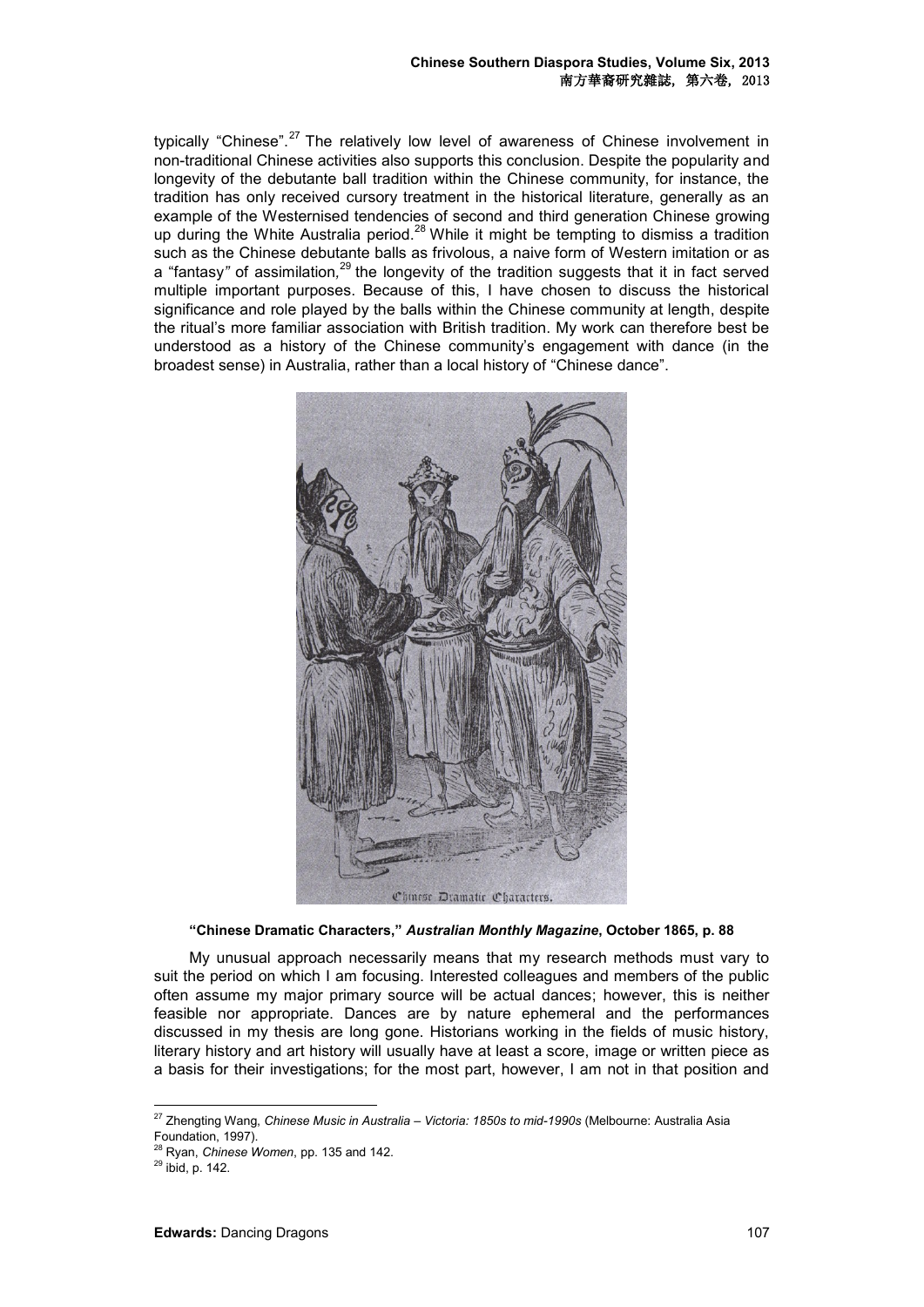typically "Chinese".[27] The relatively low level of awareness of Chinese involvement in non-traditional Chinese activities also supports this conclusion. Despite the popularity and longevity of the debutante ball tradition within the Chinese community, for instance, the tradition has only received cursory treatment in the historical literature, generally as an example of the Westernised tendencies of second and third generation Chinese growing up during the White Australia period.[28] While it might be tempting to dismiss a tradition such as the Chinese debutante balls as frivolous, a naive form of Western imitation or as a "fantasy" of assimilation,[29] the longevity of the tradition suggests that it in fact served multiple important purposes. Because of this, I have chosen to discuss the historical significance and role played by the balls within the Chinese community at length, despite the ritual's more familiar association with British tradition. My work can therefore best be understood as a history of the Chinese community's engagement with dance (in the broadest sense) in Australia, rather than a local history of "Chinese dance".

Chinese Dramatic Characters.

**"Chinese Dramatic Characters," *Australian Monthly Magazine*, October 1865, p. 88**

My unusual approach necessarily means that my research methods must vary to suit the period on which I am focusing. Interested colleagues and members of the public often assume my major primary source will be actual dances; however, this is neither feasible nor appropriate. Dances are by nature ephemeral and the performances discussed in my thesis are long gone. Historians working in the fields of music history, literary history and art history will usually have at least a score, image or written piece as a basis for their investigations; for the most part, however, I am not in that position and

---

[27] Zhengting Wang, *Chinese Music in Australia – Victoria: 1850s to mid-1990s* (Melbourne: Australia Asia Foundation, 1997).

[28] Ryan, *Chinese Women*, pp. 135 and 142.

[29] ibid, p. 142.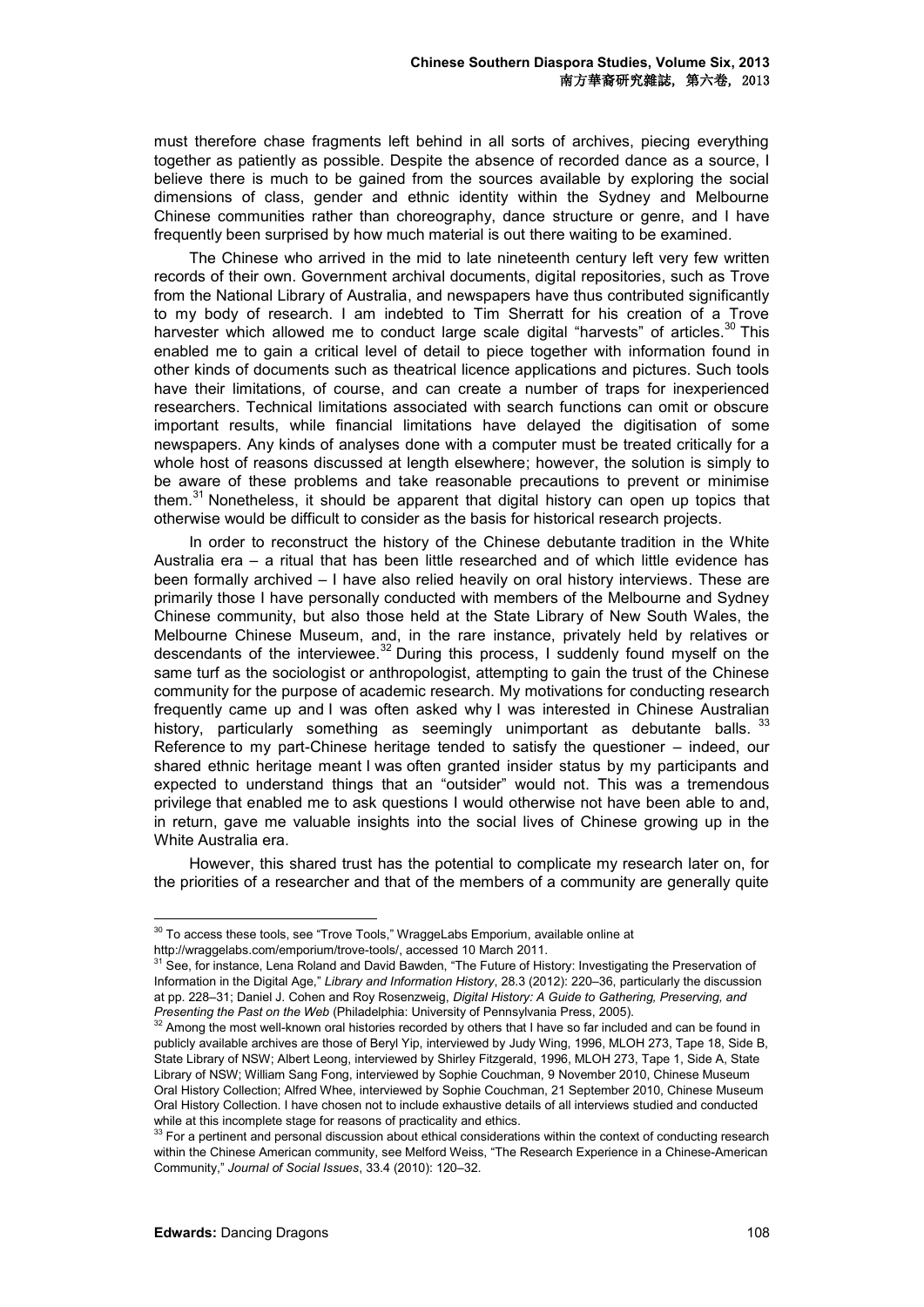must therefore chase fragments left behind in all sorts of archives, piecing everything together as patiently as possible. Despite the absence of recorded dance as a source, I believe there is much to be gained from the sources available by exploring the social dimensions of class, gender and ethnic identity within the Sydney and Melbourne Chinese communities rather than choreography, dance structure or genre, and I have frequently been surprised by how much material is out there waiting to be examined.

The Chinese who arrived in the mid to late nineteenth century left very few written records of their own. Government archival documents, digital repositories, such as Trove from the National Library of Australia, and newspapers have thus contributed significantly to my body of research. I am indebted to Tim Sherratt for his creation of a Trove harvester which allowed me to conduct large scale digital "harvests" of articles.[30] This enabled me to gain a critical level of detail to piece together with information found in other kinds of documents such as theatrical licence applications and pictures. Such tools have their limitations, of course, and can create a number of traps for inexperienced researchers. Technical limitations associated with search functions can omit or obscure important results, while financial limitations have delayed the digitisation of some newspapers. Any kinds of analyses done with a computer must be treated critically for a whole host of reasons discussed at length elsewhere; however, the solution is simply to be aware of these problems and take reasonable precautions to prevent or minimise them.[31] Nonetheless, it should be apparent that digital history can open up topics that otherwise would be difficult to consider as the basis for historical research projects.

In order to reconstruct the history of the Chinese debutante tradition in the White Australia era – a ritual that has been little researched and of which little evidence has been formally archived – I have also relied heavily on oral history interviews. These are primarily those I have personally conducted with members of the Melbourne and Sydney Chinese community, but also those held at the State Library of New South Wales, the Melbourne Chinese Museum, and, in the rare instance, privately held by relatives or descendants of the interviewee.[32] During this process, I suddenly found myself on the same turf as the sociologist or anthropologist, attempting to gain the trust of the Chinese community for the purpose of academic research. My motivations for conducting research frequently came up and I was often asked why I was interested in Chinese Australian history, particularly something as seemingly unimportant as debutante balls.[33] Reference to my part-Chinese heritage tended to satisfy the questioner – indeed, our shared ethnic heritage meant I was often granted insider status by my participants and expected to understand things that an "outsider" would not. This was a tremendous privilege that enabled me to ask questions I would otherwise not have been able to and, in return, gave me valuable insights into the social lives of Chinese growing up in the White Australia era.

However, this shared trust has the potential to complicate my research later on, for the priorities of a researcher and that of the members of a community are generally quite

---

[30] To access these tools, see "Trove Tools," WraggeLabs Emporium, available online at http://wraggelabs.com/emporium/trove-tools/, accessed 10 March 2011.

[31] See, for instance, Lena Roland and David Bawden, "The Future of History: Investigating the Preservation of Information in the Digital Age," *Library and Information History*, 28.3 (2012): 220–36, particularly the discussion at pp. 228–31; Daniel J. Cohen and Roy Rosenzweig, *Digital History: A Guide to Gathering, Preserving, and Presenting the Past on the Web* (Philadelphia: University of Pennsylvania Press, 2005).

[32] Among the most well-known oral histories recorded by others that I have so far included and can be found in publicly available archives are those of Beryl Yip, interviewed by Judy Wing, 1996, MLOH 273, Tape 18, Side B, State Library of NSW; Albert Leong, interviewed by Shirley Fitzgerald, 1996, MLOH 273, Tape 1, Side A, State Library of NSW; William Sang Fong, interviewed by Sophie Couchman, 9 November 2010, Chinese Museum Oral History Collection; Alfred Whee, interviewed by Sophie Couchman, 21 September 2010, Chinese Museum Oral History Collection. I have chosen not to include exhaustive details of all interviews studied and conducted while at this incomplete stage for reasons of practicality and ethics.

[33] For a pertinent and personal discussion about ethical considerations within the context of conducting research within the Chinese American community, see Melford Weiss, "The Research Experience in a Chinese-American Community," *Journal of Social Issues*, 33.4 (2010): 120–32.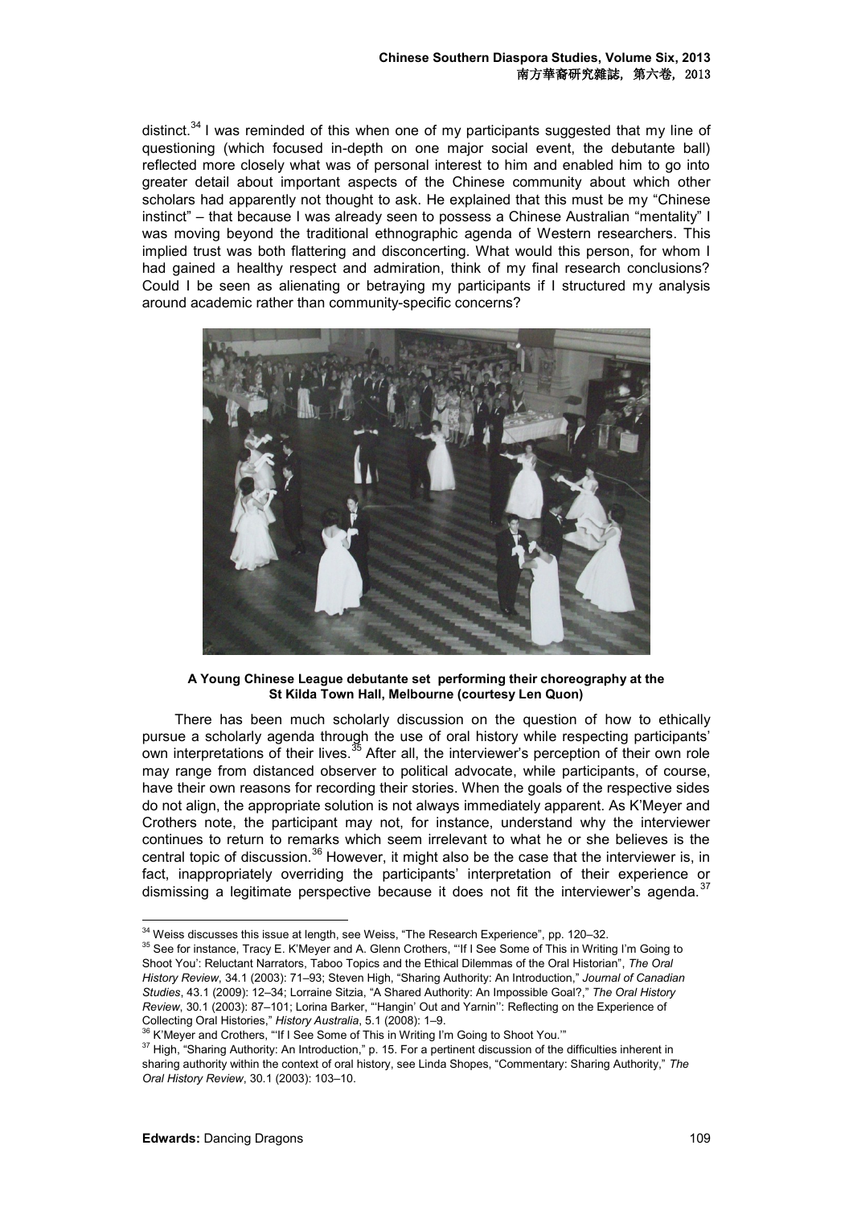distinct.[34] I was reminded of this when one of my participants suggested that my line of questioning (which focused in-depth on one major social event, the debutante ball) reflected more closely what was of personal interest to him and enabled him to go into greater detail about important aspects of the Chinese community about which other scholars had apparently not thought to ask. He explained that this must be my "Chinese instinct" – that because I was already seen to possess a Chinese Australian "mentality" I was moving beyond the traditional ethnographic agenda of Western researchers. This implied trust was both flattering and disconcerting. What would this person, for whom I had gained a healthy respect and admiration, think of my final research conclusions? Could I be seen as alienating or betraying my participants if I structured my analysis around academic rather than community-specific concerns?

**A Young Chinese League debutante set performing their choreography at the St Kilda Town Hall, Melbourne (courtesy Len Quon)**

There has been much scholarly discussion on the question of how to ethically pursue a scholarly agenda through the use of oral history while respecting participants' own interpretations of their lives.[35] After all, the interviewer's perception of their own role may range from distanced observer to political advocate, while participants, of course, have their own reasons for recording their stories. When the goals of the respective sides do not align, the appropriate solution is not always immediately apparent. As K'Meyer and Crothers note, the participant may not, for instance, understand why the interviewer continues to return to remarks which seem irrelevant to what he or she believes is the central topic of discussion.[36] However, it might also be the case that the interviewer is, in fact, inappropriately overriding the participants' interpretation of their experience or dismissing a legitimate perspective because it does not fit the interviewer's agenda.[37]

---

[34] Weiss discusses this issue at length, see Weiss, "The Research Experience", pp. 120–32.

[35] See for instance, Tracy E. K'Meyer and A. Glenn Crothers, "'If I See Some of This in Writing I'm Going to Shoot You': Reluctant Narrators, Taboo Topics and the Ethical Dilemmas of the Oral Historian", *The Oral History Review*, 34.1 (2003): 71–93; Steven High, "Sharing Authority: An Introduction," *Journal of Canadian Studies*, 43.1 (2009): 12–34; Lorraine Sitzia, "A Shared Authority: An Impossible Goal?," *The Oral History Review*, 30.1 (2003): 87–101; Lorina Barker, "'Hangin' Out and Yarnin'': Reflecting on the Experience of Collecting Oral Histories," *History Australia*, 5.1 (2008): 1–9.

[36] K'Meyer and Crothers, "'If I See Some of This in Writing I'm Going to Shoot You.'"

[37] High, "Sharing Authority: An Introduction," p. 15. For a pertinent discussion of the difficulties inherent in sharing authority within the context of oral history, see Linda Shopes, "Commentary: Sharing Authority," *The Oral History Review*, 30.1 (2003): 103–10.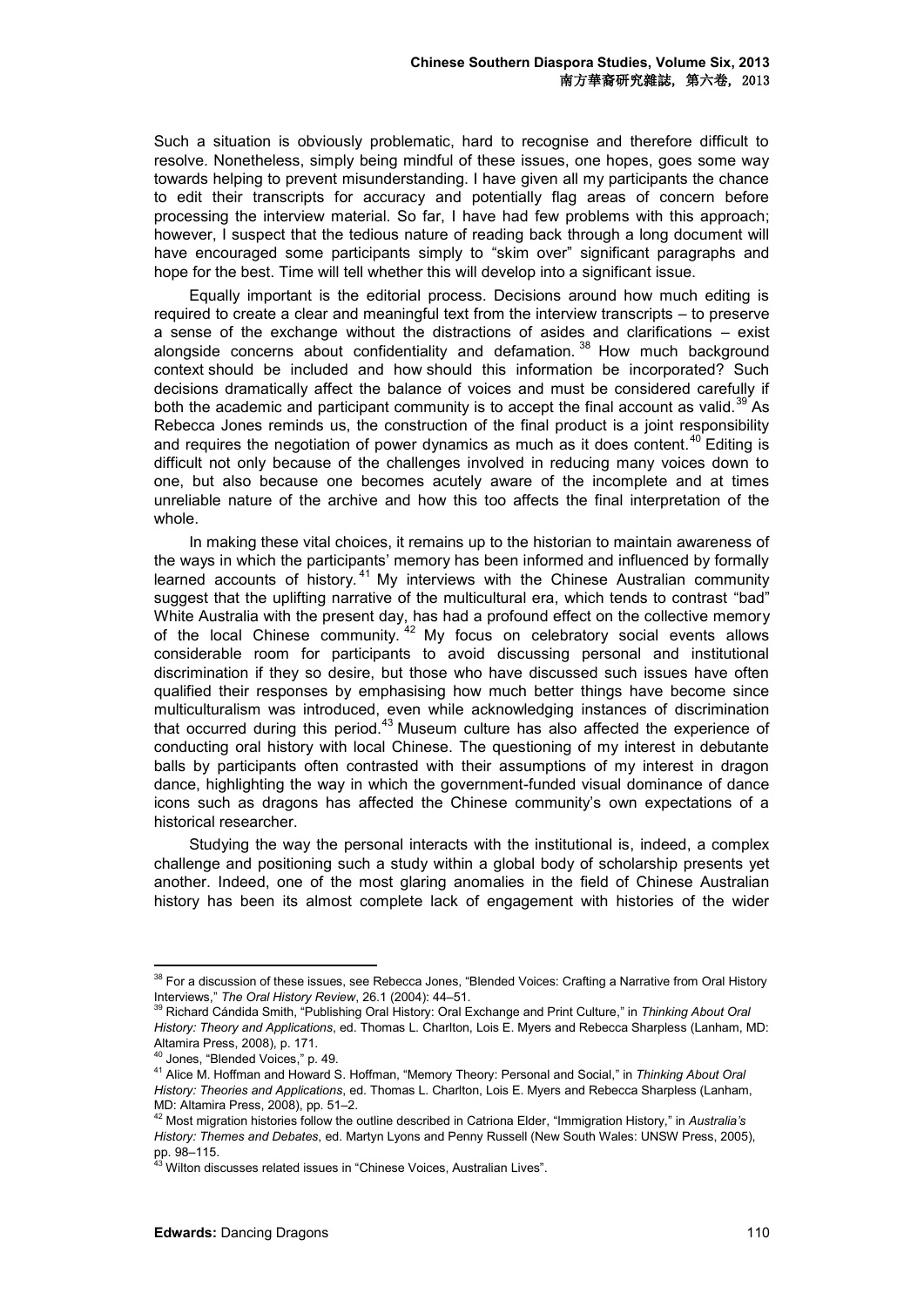Such a situation is obviously problematic, hard to recognise and therefore difficult to resolve. Nonetheless, simply being mindful of these issues, one hopes, goes some way towards helping to prevent misunderstanding. I have given all my participants the chance to edit their transcripts for accuracy and potentially flag areas of concern before processing the interview material. So far, I have had few problems with this approach; however, I suspect that the tedious nature of reading back through a long document will have encouraged some participants simply to "skim over" significant paragraphs and hope for the best. Time will tell whether this will develop into a significant issue.

Equally important is the editorial process. Decisions around how much editing is required to create a clear and meaningful text from the interview transcripts – to preserve a sense of the exchange without the distractions of asides and clarifications – exist alongside concerns about confidentiality and defamation.[38] How much background context should be included and how should this information be incorporated? Such decisions dramatically affect the balance of voices and must be considered carefully if both the academic and participant community is to accept the final account as valid.[39] As Rebecca Jones reminds us, the construction of the final product is a joint responsibility and requires the negotiation of power dynamics as much as it does content.[40] Editing is difficult not only because of the challenges involved in reducing many voices down to one, but also because one becomes acutely aware of the incomplete and at times unreliable nature of the archive and how this too affects the final interpretation of the whole.

In making these vital choices, it remains up to the historian to maintain awareness of the ways in which the participants' memory has been informed and influenced by formally learned accounts of history.[41] My interviews with the Chinese Australian community suggest that the uplifting narrative of the multicultural era, which tends to contrast "bad" White Australia with the present day, has had a profound effect on the collective memory of the local Chinese community.[42] My focus on celebratory social events allows considerable room for participants to avoid discussing personal and institutional discrimination if they so desire, but those who have discussed such issues have often qualified their responses by emphasising how much better things have become since multiculturalism was introduced, even while acknowledging instances of discrimination that occurred during this period.[43] Museum culture has also affected the experience of conducting oral history with local Chinese. The questioning of my interest in debutante balls by participants often contrasted with their assumptions of my interest in dragon dance, highlighting the way in which the government-funded visual dominance of dance icons such as dragons has affected the Chinese community's own expectations of a historical researcher.

Studying the way the personal interacts with the institutional is, indeed, a complex challenge and positioning such a study within a global body of scholarship presents yet another. Indeed, one of the most glaring anomalies in the field of Chinese Australian history has been its almost complete lack of engagement with histories of the wider

---

[38] For a discussion of these issues, see Rebecca Jones, "Blended Voices: Crafting a Narrative from Oral History Interviews," *The Oral History Review*, 26.1 (2004): 44–51.

[39] Richard Cándida Smith, "Publishing Oral History: Oral Exchange and Print Culture," in *Thinking About Oral History: Theory and Applications*, ed. Thomas L. Charlton, Lois E. Myers and Rebecca Sharpless (Lanham, MD: Altamira Press, 2008), p. 171.

[40] Jones, "Blended Voices," p. 49.

[41] Alice M. Hoffman and Howard S. Hoffman, "Memory Theory: Personal and Social," in *Thinking About Oral History: Theories and Applications*, ed. Thomas L. Charlton, Lois E. Myers and Rebecca Sharpless (Lanham, MD: Altamira Press, 2008), pp. 51–2.

[42] Most migration histories follow the outline described in Catriona Elder, "Immigration History," in *Australia's History: Themes and Debates*, ed. Martyn Lyons and Penny Russell (New South Wales: UNSW Press, 2005), pp. 98–115.

[43] Wilton discusses related issues in "Chinese Voices, Australian Lives".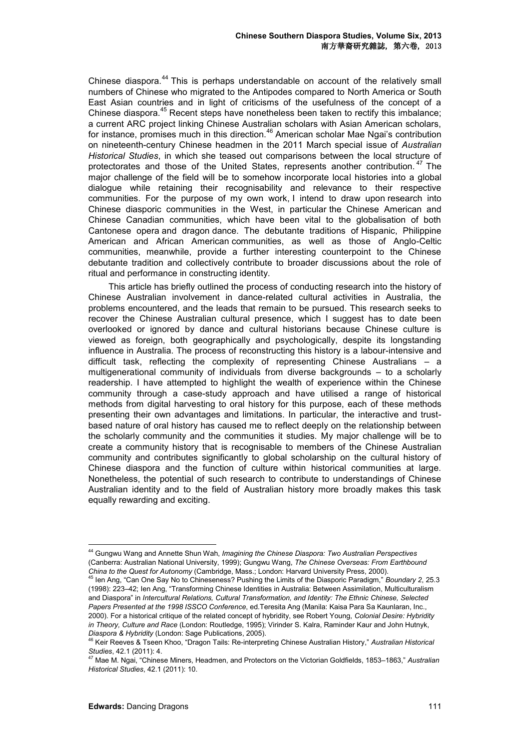Chinese diaspora.[44] This is perhaps understandable on account of the relatively small numbers of Chinese who migrated to the Antipodes compared to North America or South East Asian countries and in light of criticisms of the usefulness of the concept of a Chinese diaspora.[45] Recent steps have nonetheless been taken to rectify this imbalance; a current ARC project linking Chinese Australian scholars with Asian American scholars, for instance, promises much in this direction.[46] American scholar Mae Ngai's contribution on nineteenth-century Chinese headmen in the 2011 March special issue of *Australian Historical Studies*, in which she teased out comparisons between the local structure of protectorates and those of the United States, represents another contribution.[47] The major challenge of the field will be to somehow incorporate local histories into a global dialogue while retaining their recognisability and relevance to their respective communities. For the purpose of my own work, I intend to draw upon research into Chinese diasporic communities in the West, in particular the Chinese American and Chinese Canadian communities, which have been vital to the globalisation of both Cantonese opera and dragon dance. The debutante traditions of Hispanic, Philippine American and African American communities, as well as those of Anglo-Celtic communities, meanwhile, provide a further interesting counterpoint to the Chinese debutante tradition and collectively contribute to broader discussions about the role of ritual and performance in constructing identity.

This article has briefly outlined the process of conducting research into the history of Chinese Australian involvement in dance-related cultural activities in Australia, the problems encountered, and the leads that remain to be pursued. This research seeks to recover the Chinese Australian cultural presence, which I suggest has to date been overlooked or ignored by dance and cultural historians because Chinese culture is viewed as foreign, both geographically and psychologically, despite its longstanding influence in Australia. The process of reconstructing this history is a labour-intensive and difficult task, reflecting the complexity of representing Chinese Australians – a multigenerational community of individuals from diverse backgrounds – to a scholarly readership. I have attempted to highlight the wealth of experience within the Chinese community through a case-study approach and have utilised a range of historical methods from digital harvesting to oral history for this purpose, each of these methods presenting their own advantages and limitations. In particular, the interactive and trust-based nature of oral history has caused me to reflect deeply on the relationship between the scholarly community and the communities it studies. My major challenge will be to create a community history that is recognisable to members of the Chinese Australian community and contributes significantly to global scholarship on the cultural history of Chinese diaspora and the function of culture within historical communities at large. Nonetheless, the potential of such research to contribute to understandings of Chinese Australian identity and to the field of Australian history more broadly makes this task equally rewarding and exciting.

---

[44] Gungwu Wang and Annette Shun Wah, *Imagining the Chinese Diaspora: Two Australian Perspectives* (Canberra: Australian National University, 1999); Gungwu Wang, *The Chinese Overseas: From Earthbound China to the Quest for Autonomy* (Cambridge, Mass.; London: Harvard University Press, 2000).

[45] Ien Ang, "Can One Say No to Chineseness? Pushing the Limits of the Diasporic Paradigm," *Boundary 2*, 25.3 (1998): 223–42; Ien Ang, "Transforming Chinese Identities in Australia: Between Assimilation, Multiculturalism and Diaspora" in *Intercultural Relations, Cultural Transformation, and Identity: The Ethnic Chinese, Selected Papers Presented at the 1998 ISSCO Conference*, ed.Teresita Ang (Manila: Kaisa Para Sa Kaunlaran, Inc., 2000). For a historical critique of the related concept of hybridity, see Robert Young, *Colonial Desire: Hybridity in Theory, Culture and Race* (London: Routledge, 1995); Virinder S. Kalra, Raminder Kaur and John Hutnyk, *Diaspora & Hybridity* (London: Sage Publications, 2005).

[46] Keir Reeves & Tseen Khoo, "Dragon Tails: Re-interpreting Chinese Australian History," *Australian Historical Studies*, 42.1 (2011): 4.

[47] Mae M. Ngai, "Chinese Miners, Headmen, and Protectors on the Victorian Goldfields, 1853–1863," *Australian Historical Studies*, 42.1 (2011): 10.